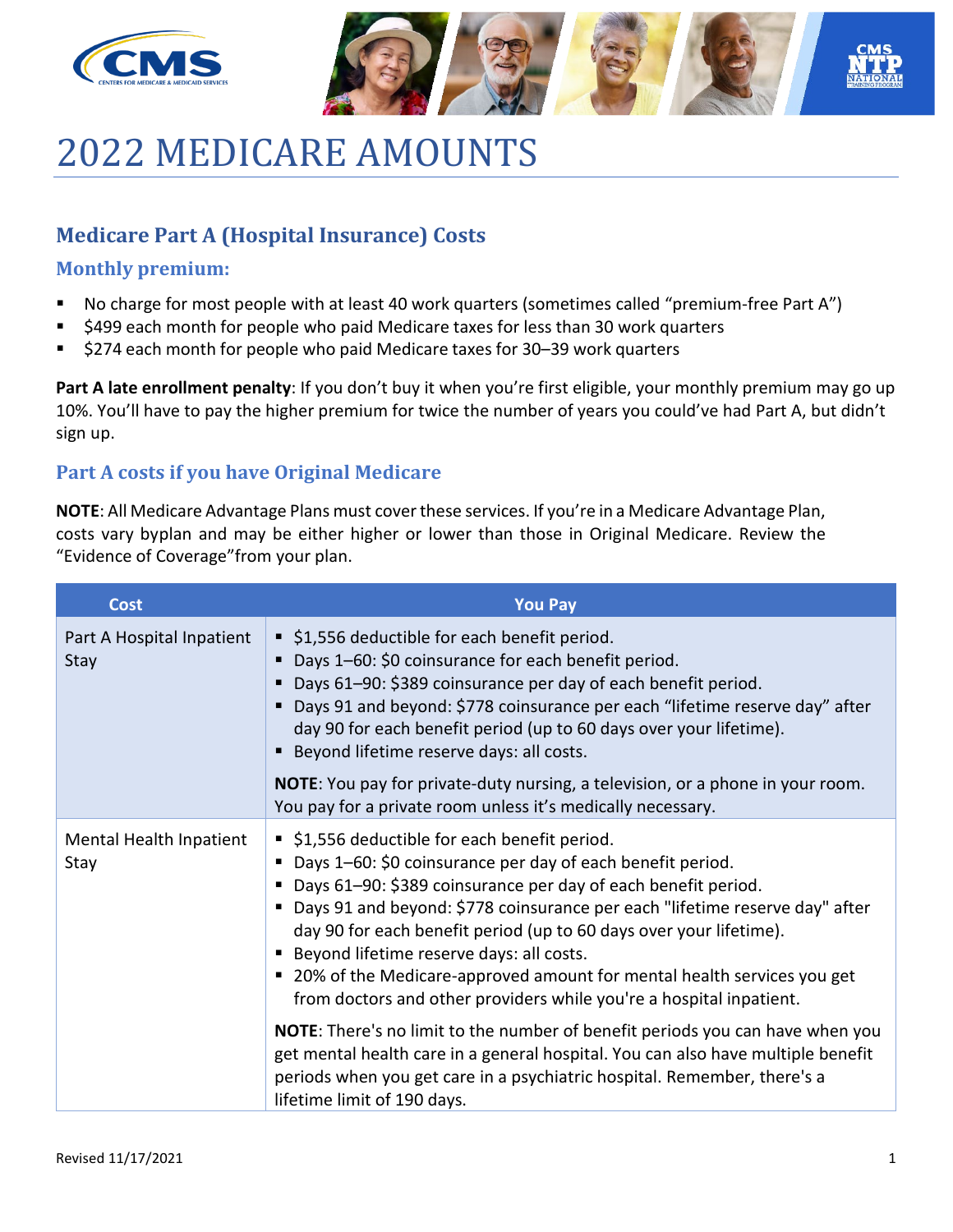# 2022 MEDICARE AMOUNTS

## Medicare Part A (Hospital Insurance) Costs

### Monthly premium:

- No charge for most people with at least 40 work quarters (sometimes called "premium-free Part A")
- $499 each month for people who paid Medicare taxes for less than 30 work quarters
- $274 each month for people who paid Medicare taxes for 30–39 work quarters

**Part A late enrollment penalty**: If you don't buy it when you're first eligible, your monthly premium may go up 10%. You'll have to pay the higher premium for twice the number of years you could've had Part A, but didn't sign up.

### Part A costs if you have Original Medicare

**NOTE**: All Medicare Advantage Plans must cover these services. If you're in a Medicare Advantage Plan, costs vary byplan and may be either higher or lower than those in Original Medicare. Review the "Evidence of Coverage"from your plan.

| Cost | You Pay |
|---|---|
| Part A Hospital Inpatient Stay | ▪ $1,556 deductible for each benefit period.<br>▪ Days 1–60: $0 coinsurance for each benefit period.<br>▪ Days 61–90: $389 coinsurance per day of each benefit period.<br>▪ Days 91 and beyond: $778 coinsurance per each "lifetime reserve day" after day 90 for each benefit period (up to 60 days over your lifetime).<br>▪ Beyond lifetime reserve days: all costs.<br><br>**NOTE**: You pay for private-duty nursing, a television, or a phone in your room. You pay for a private room unless it's medically necessary. |
| Mental Health Inpatient Stay | ▪ $1,556 deductible for each benefit period.<br>▪ Days 1–60: $0 coinsurance per day of each benefit period.<br>▪ Days 61–90: $389 coinsurance per day of each benefit period.<br>▪ Days 91 and beyond: $778 coinsurance per each "lifetime reserve day" after day 90 for each benefit period (up to 60 days over your lifetime).<br>▪ Beyond lifetime reserve days: all costs.<br>▪ 20% of the Medicare-approved amount for mental health services you get from doctors and other providers while you're a hospital inpatient.<br><br>**NOTE**: There's no limit to the number of benefit periods you can have when you get mental health care in a general hospital. You can also have multiple benefit periods when you get care in a psychiatric hospital. Remember, there's a lifetime limit of 190 days. |

Revised 11/17/2021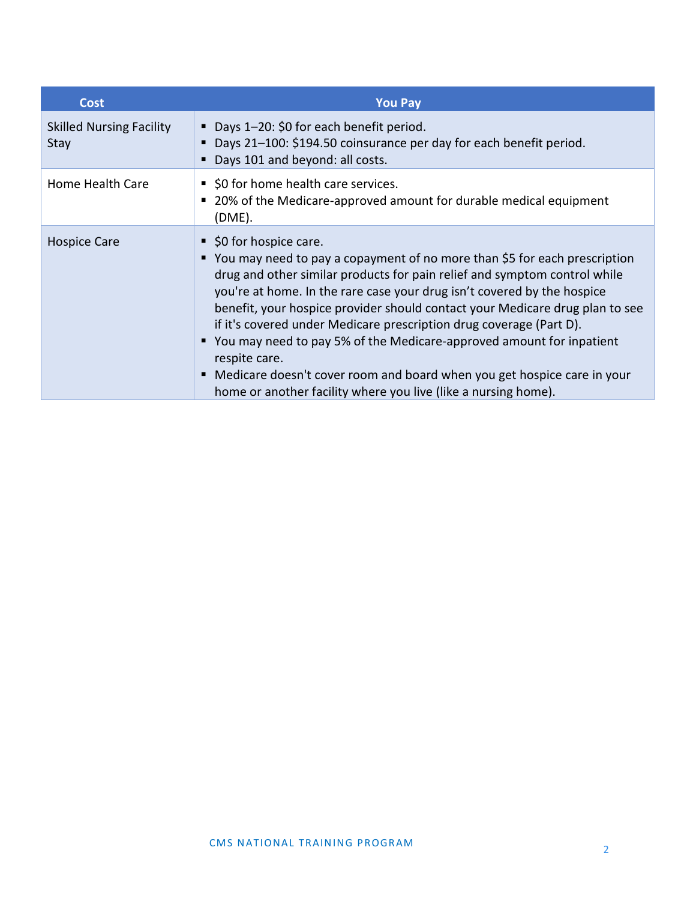| Cost | You Pay |
| --- | --- |
| Skilled Nursing Facility Stay | ▪ Days 1–20: $0 for each benefit period.<br>▪ Days 21–100: $194.50 coinsurance per day for each benefit period.<br>▪ Days 101 and beyond: all costs. |
| Home Health Care | ▪ $0 for home health care services.<br>▪ 20% of the Medicare-approved amount for durable medical equipment (DME). |
| Hospice Care | ▪ $0 for hospice care.<br>▪ You may need to pay a copayment of no more than $5 for each prescription drug and other similar products for pain relief and symptom control while you're at home. In the rare case your drug isn't covered by the hospice benefit, your hospice provider should contact your Medicare drug plan to see if it's covered under Medicare prescription drug coverage (Part D).<br>▪ You may need to pay 5% of the Medicare-approved amount for inpatient respite care.<br>▪ Medicare doesn't cover room and board when you get hospice care in your home or another facility where you live (like a nursing home). |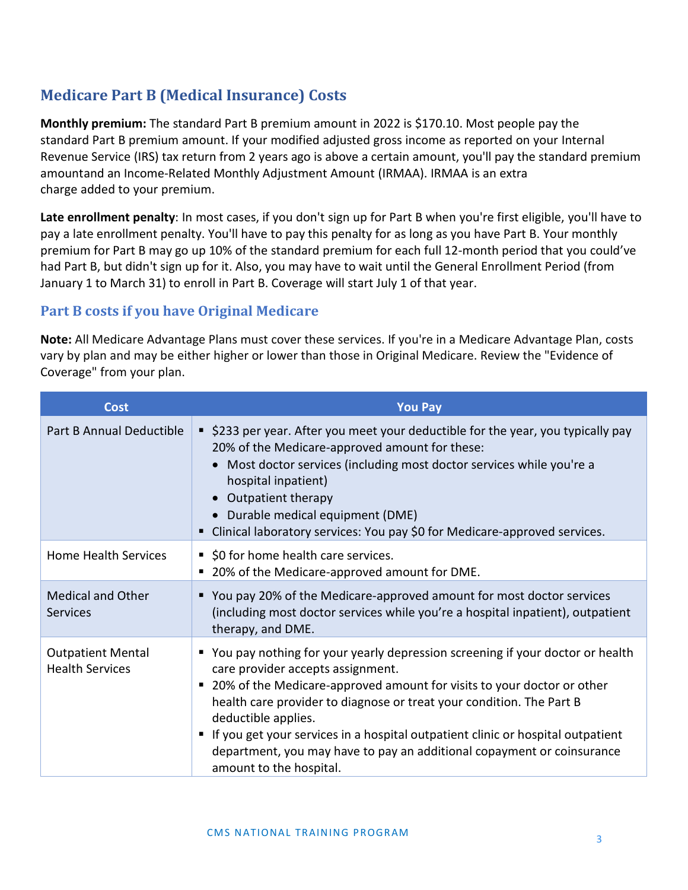## Medicare Part B (Medical Insurance) Costs

**Monthly premium:** The standard Part B premium amount in 2022 is $170.10. Most people pay the standard Part B premium amount. If your modified adjusted gross income as reported on your Internal Revenue Service (IRS) tax return from 2 years ago is above a certain amount, you'll pay the standard premium amountand an Income-Related Monthly Adjustment Amount (IRMAA). IRMAA is an extra charge added to your premium.

**Late enrollment penalty**: In most cases, if you don't sign up for Part B when you're first eligible, you'll have to pay a late enrollment penalty. You'll have to pay this penalty for as long as you have Part B. Your monthly premium for Part B may go up 10% of the standard premium for each full 12-month period that you could've had Part B, but didn't sign up for it. Also, you may have to wait until the General Enrollment Period (from January 1 to March 31) to enroll in Part B. Coverage will start July 1 of that year.

### Part B costs if you have Original Medicare

**Note:** All Medicare Advantage Plans must cover these services. If you're in a Medicare Advantage Plan, costs vary by plan and may be either higher or lower than those in Original Medicare. Review the "Evidence of Coverage" from your plan.

| Cost | You Pay |
|---|---|
| Part B Annual Deductible | ▪ $233 per year. After you meet your deductible for the year, you typically pay 20% of the Medicare-approved amount for these: <br>• Most doctor services (including most doctor services while you're a hospital inpatient) <br>• Outpatient therapy <br>• Durable medical equipment (DME) <br>▪ Clinical laboratory services: You pay $0 for Medicare-approved services. |
| Home Health Services | ▪ $0 for home health care services. <br>▪ 20% of the Medicare-approved amount for DME. |
| Medical and Other Services | ▪ You pay 20% of the Medicare-approved amount for most doctor services (including most doctor services while you're a hospital inpatient), outpatient therapy, and DME. |
| Outpatient Mental Health Services | ▪ You pay nothing for your yearly depression screening if your doctor or health care provider accepts assignment. <br>▪ 20% of the Medicare-approved amount for visits to your doctor or other health care provider to diagnose or treat your condition. The Part B deductible applies. <br>▪ If you get your services in a hospital outpatient clinic or hospital outpatient department, you may have to pay an additional copayment or coinsurance amount to the hospital. |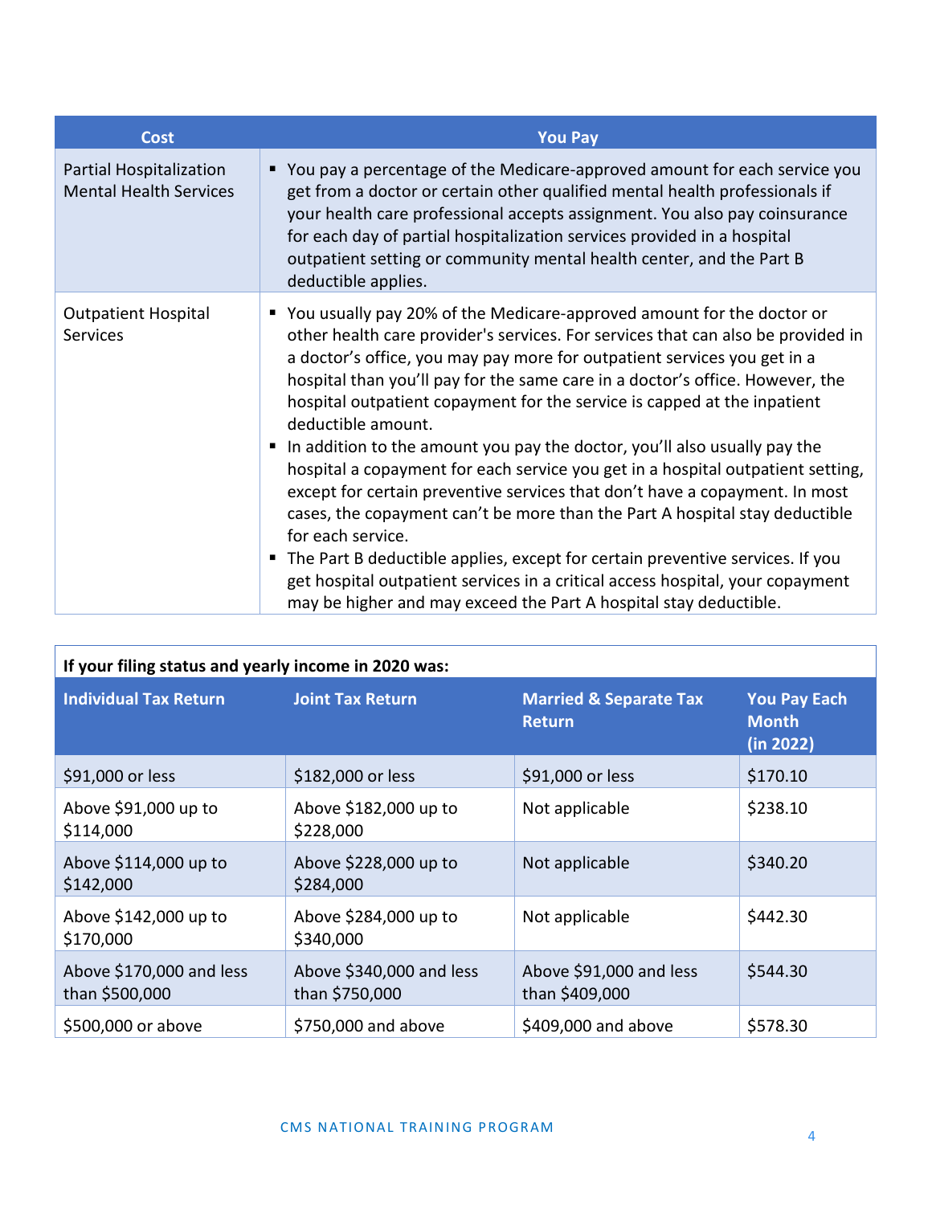| Cost | You Pay |
|---|---|
| Partial Hospitalization Mental Health Services | ▪ You pay a percentage of the Medicare-approved amount for each service you get from a doctor or certain other qualified mental health professionals if your health care professional accepts assignment. You also pay coinsurance for each day of partial hospitalization services provided in a hospital outpatient setting or community mental health center, and the Part B deductible applies. |
| Outpatient Hospital Services | ▪ You usually pay 20% of the Medicare-approved amount for the doctor or other health care provider's services. For services that can also be provided in a doctor's office, you may pay more for outpatient services you get in a hospital than you'll pay for the same care in a doctor's office. However, the hospital outpatient copayment for the service is capped at the inpatient deductible amount. ▪ In addition to the amount you pay the doctor, you'll also usually pay the hospital a copayment for each service you get in a hospital outpatient setting, except for certain preventive services that don't have a copayment. In most cases, the copayment can't be more than the Part A hospital stay deductible for each service. ▪ The Part B deductible applies, except for certain preventive services. If you get hospital outpatient services in a critical access hospital, your copayment may be higher and may exceed the Part A hospital stay deductible. |

| If your filing status and yearly income in 2020 was: | | | |
|---|---|---|---|
| **Individual Tax Return** | **Joint Tax Return** | **Married & Separate Tax Return** | **You Pay Each Month (in 2022)** |
| $91,000 or less | $182,000 or less | $91,000 or less | $170.10 |
| Above $91,000 up to $114,000 | Above $182,000 up to $228,000 | Not applicable | $238.10 |
| Above $114,000 up to $142,000 | Above $228,000 up to $284,000 | Not applicable | $340.20 |
| Above $142,000 up to $170,000 | Above $284,000 up to $340,000 | Not applicable | $442.30 |
| Above $170,000 and less than $500,000 | Above $340,000 and less than $750,000 | Above $91,000 and less than $409,000 | $544.30 |
| $500,000 or above | $750,000 and above | $409,000 and above | $578.30 |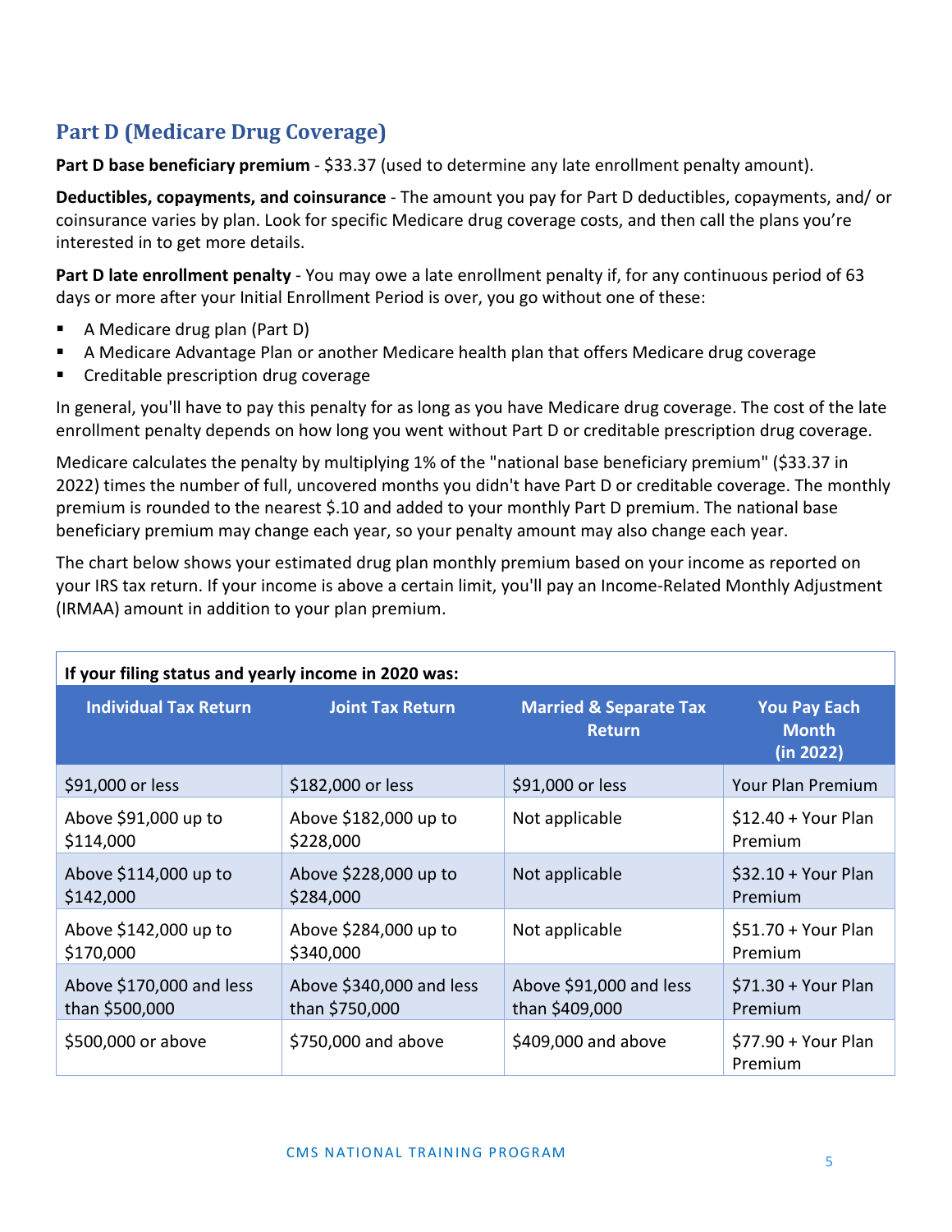## Part D (Medicare Drug Coverage)

**Part D base beneficiary premium** - $33.37 (used to determine any late enrollment penalty amount).

**Deductibles, copayments, and coinsurance** - The amount you pay for Part D deductibles, copayments, and/ or coinsurance varies by plan. Look for specific Medicare drug coverage costs, and then call the plans you're interested in to get more details.

**Part D late enrollment penalty** - You may owe a late enrollment penalty if, for any continuous period of 63 days or more after your Initial Enrollment Period is over, you go without one of these:

- A Medicare drug plan (Part D)
- A Medicare Advantage Plan or another Medicare health plan that offers Medicare drug coverage
- Creditable prescription drug coverage

In general, you'll have to pay this penalty for as long as you have Medicare drug coverage. The cost of the late enrollment penalty depends on how long you went without Part D or creditable prescription drug coverage.

Medicare calculates the penalty by multiplying 1% of the "national base beneficiary premium" ($33.37 in 2022) times the number of full, uncovered months you didn't have Part D or creditable coverage. The monthly premium is rounded to the nearest $.10 and added to your monthly Part D premium. The national base beneficiary premium may change each year, so your penalty amount may also change each year.

The chart below shows your estimated drug plan monthly premium based on your income as reported on your IRS tax return. If your income is above a certain limit, you'll pay an Income-Related Monthly Adjustment (IRMAA) amount in addition to your plan premium.

| **If your filing status and yearly income in 2020 was:** | | | |
|---|---|---|---|
| **Individual Tax Return** | **Joint Tax Return** | **Married & Separate Tax Return** | **You Pay Each Month (in 2022)** |
| $91,000 or less | $182,000 or less | $91,000 or less | Your Plan Premium |
| Above $91,000 up to $114,000 | Above $182,000 up to $228,000 | Not applicable | $12.40 + Your Plan Premium |
| Above $114,000 up to $142,000 | Above $228,000 up to $284,000 | Not applicable | $32.10 + Your Plan Premium |
| Above $142,000 up to $170,000 | Above $284,000 up to $340,000 | Not applicable | $51.70 + Your Plan Premium |
| Above $170,000 and less than $500,000 | Above $340,000 and less than $750,000 | Above $91,000 and less than $409,000 | $71.30 + Your Plan Premium |
| $500,000 or above | $750,000 and above | $409,000 and above | $77.90 + Your Plan Premium |